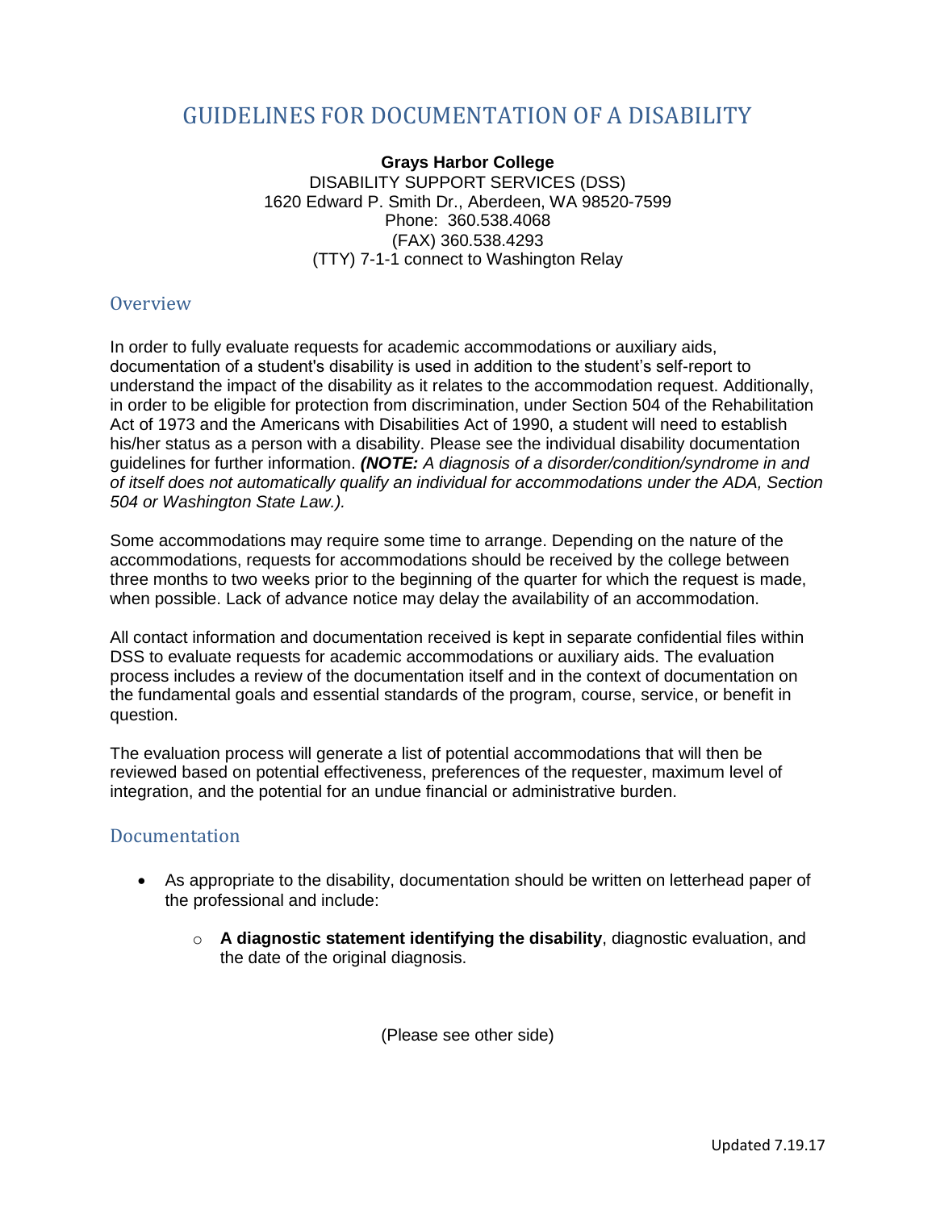# GUIDELINES FOR DOCUMENTATION OF A DISABILITY

**Grays Harbor College**
DISABILITY SUPPORT SERVICES (DSS)
1620 Edward P. Smith Dr., Aberdeen, WA 98520-7599
Phone: 360.538.4068
(FAX) 360.538.4293
(TTY) 7-1-1 connect to Washington Relay

## Overview

In order to fully evaluate requests for academic accommodations or auxiliary aids, documentation of a student's disability is used in addition to the student's self-report to understand the impact of the disability as it relates to the accommodation request. Additionally, in order to be eligible for protection from discrimination, under Section 504 of the Rehabilitation Act of 1973 and the Americans with Disabilities Act of 1990, a student will need to establish his/her status as a person with a disability. Please see the individual disability documentation guidelines for further information. ***(NOTE:*** *A diagnosis of a disorder/condition/syndrome in and of itself does not automatically qualify an individual for accommodations under the ADA, Section 504 or Washington State Law.).*

Some accommodations may require some time to arrange. Depending on the nature of the accommodations, requests for accommodations should be received by the college between three months to two weeks prior to the beginning of the quarter for which the request is made, when possible. Lack of advance notice may delay the availability of an accommodation.

All contact information and documentation received is kept in separate confidential files within DSS to evaluate requests for academic accommodations or auxiliary aids. The evaluation process includes a review of the documentation itself and in the context of documentation on the fundamental goals and essential standards of the program, course, service, or benefit in question.

The evaluation process will generate a list of potential accommodations that will then be reviewed based on potential effectiveness, preferences of the requester, maximum level of integration, and the potential for an undue financial or administrative burden.

## Documentation

- As appropriate to the disability, documentation should be written on letterhead paper of the professional and include:
    - **A diagnostic statement identifying the disability**, diagnostic evaluation, and the date of the original diagnosis.

(Please see other side)

Updated 7.19.17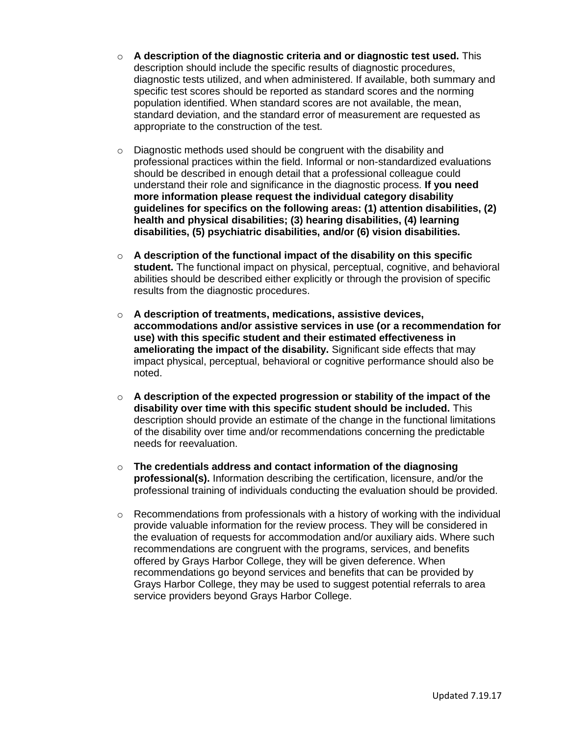- **A description of the diagnostic criteria and or diagnostic test used.** This description should include the specific results of diagnostic procedures, diagnostic tests utilized, and when administered. If available, both summary and specific test scores should be reported as standard scores and the norming population identified. When standard scores are not available, the mean, standard deviation, and the standard error of measurement are requested as appropriate to the construction of the test.

- Diagnostic methods used should be congruent with the disability and professional practices within the field. Informal or non-standardized evaluations should be described in enough detail that a professional colleague could understand their role and significance in the diagnostic process. **If you need more information please request the individual category disability guidelines for specifics on the following areas: (1) attention disabilities, (2) health and physical disabilities; (3) hearing disabilities, (4) learning disabilities, (5) psychiatric disabilities, and/or (6) vision disabilities.**

- **A description of the functional impact of the disability on this specific student.** The functional impact on physical, perceptual, cognitive, and behavioral abilities should be described either explicitly or through the provision of specific results from the diagnostic procedures.

- **A description of treatments, medications, assistive devices, accommodations and/or assistive services in use (or a recommendation for use) with this specific student and their estimated effectiveness in ameliorating the impact of the disability.** Significant side effects that may impact physical, perceptual, behavioral or cognitive performance should also be noted.

- **A description of the expected progression or stability of the impact of the disability over time with this specific student should be included.** This description should provide an estimate of the change in the functional limitations of the disability over time and/or recommendations concerning the predictable needs for reevaluation.

- **The credentials address and contact information of the diagnosing professional(s).** Information describing the certification, licensure, and/or the professional training of individuals conducting the evaluation should be provided.

- Recommendations from professionals with a history of working with the individual provide valuable information for the review process. They will be considered in the evaluation of requests for accommodation and/or auxiliary aids. Where such recommendations are congruent with the programs, services, and benefits offered by Grays Harbor College, they will be given deference. When recommendations go beyond services and benefits that can be provided by Grays Harbor College, they may be used to suggest potential referrals to area service providers beyond Grays Harbor College.

Updated 7.19.17